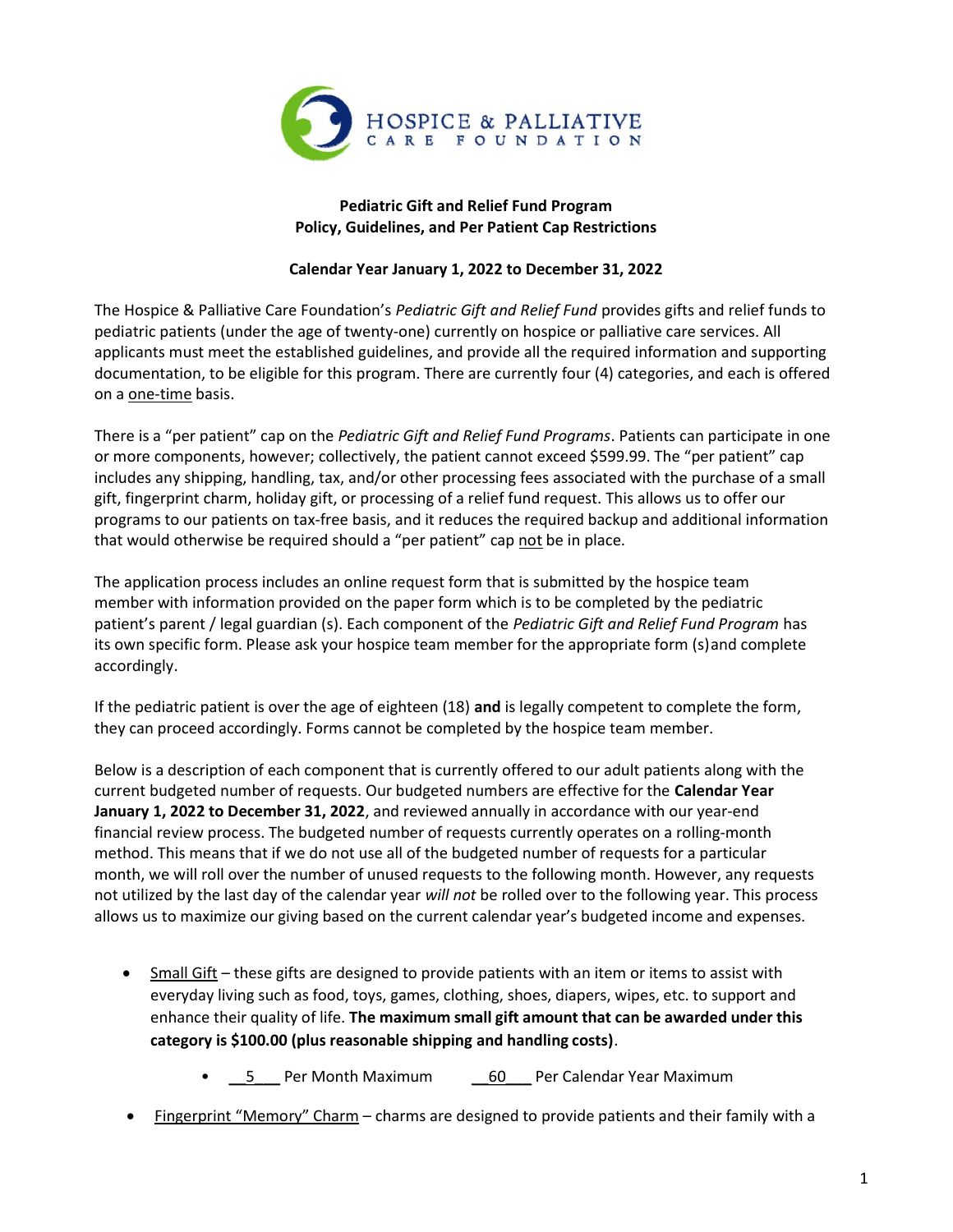HOSPICE & PALLIATIVE CARE FOUNDATION

**Pediatric Gift and Relief Fund Program**
**Policy, Guidelines, and Per Patient Cap Restrictions**

**Calendar Year January 1, 2022 to December 31, 2022**

The Hospice & Palliative Care Foundation's *Pediatric Gift and Relief Fund* provides gifts and relief funds to pediatric patients (under the age of twenty-one) currently on hospice or palliative care services. All applicants must meet the established guidelines, and provide all the required information and supporting documentation, to be eligible for this program. There are currently four (4) categories, and each is offered on a one-time basis.

There is a "per patient" cap on the *Pediatric Gift and Relief Fund Programs*. Patients can participate in one or more components, however; collectively, the patient cannot exceed $599.99. The "per patient" cap includes any shipping, handling, tax, and/or other processing fees associated with the purchase of a small gift, fingerprint charm, holiday gift, or processing of a relief fund request. This allows us to offer our programs to our patients on tax-free basis, and it reduces the required backup and additional information that would otherwise be required should a "per patient" cap not be in place.

The application process includes an online request form that is submitted by the hospice team member with information provided on the paper form which is to be completed by the pediatric patient's parent / legal guardian (s). Each component of the *Pediatric Gift and Relief Fund Program* has its own specific form. Please ask your hospice team member for the appropriate form (s)and complete accordingly.

If the pediatric patient is over the age of eighteen (18) **and** is legally competent to complete the form, they can proceed accordingly. Forms cannot be completed by the hospice team member.

Below is a description of each component that is currently offered to our adult patients along with the current budgeted number of requests. Our budgeted numbers are effective for the **Calendar Year January 1, 2022 to December 31, 2022**, and reviewed annually in accordance with our year-end financial review process. The budgeted number of requests currently operates on a rolling-month method. This means that if we do not use all of the budgeted number of requests for a particular month, we will roll over the number of unused requests to the following month. However, any requests not utilized by the last day of the calendar year *will not* be rolled over to the following year. This process allows us to maximize our giving based on the current calendar year's budgeted income and expenses.

- Small Gift – these gifts are designed to provide patients with an item or items to assist with everyday living such as food, toys, games, clothing, shoes, diapers, wipes, etc. to support and enhance their quality of life. **The maximum small gift amount that can be awarded under this category is $100.00 (plus reasonable shipping and handling costs)**.
  - __5__ Per Month Maximum __60__ Per Calendar Year Maximum
- Fingerprint "Memory" Charm – charms are designed to provide patients and their family with a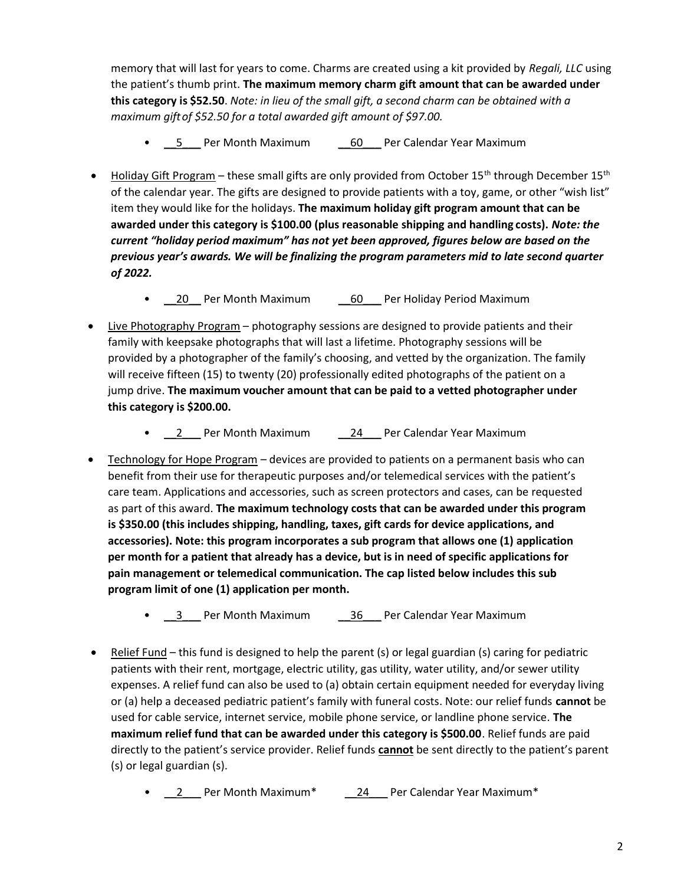memory that will last for years to come. Charms are created using a kit provided by *Regali, LLC* using the patient's thumb print. **The maximum memory charm gift amount that can be awarded under this category is $52.50**. *Note: in lieu of the small gift, a second charm can be obtained with a maximum gift of $52.50 for a total awarded gift amount of $97.00.*

  - __5___ Per Month Maximum __60___ Per Calendar Year Maximum

- Holiday Gift Program – these small gifts are only provided from October 15th through December 15th of the calendar year. The gifts are designed to provide patients with a toy, game, or other "wish list" item they would like for the holidays. **The maximum holiday gift program amount that can be awarded under this category is $100.00 (plus reasonable shipping and handling costs).** ***Note: the current "holiday period maximum" has not yet been approved, figures below are based on the previous year's awards. We will be finalizing the program parameters mid to late second quarter of 2022.***

  - __20__ Per Month Maximum __60___ Per Holiday Period Maximum

- Live Photography Program – photography sessions are designed to provide patients and their family with keepsake photographs that will last a lifetime. Photography sessions will be provided by a photographer of the family's choosing, and vetted by the organization. The family will receive fifteen (15) to twenty (20) professionally edited photographs of the patient on a jump drive. **The maximum voucher amount that can be paid to a vetted photographer under this category is $200.00.**

  - __2___ Per Month Maximum __24___ Per Calendar Year Maximum

- Technology for Hope Program – devices are provided to patients on a permanent basis who can benefit from their use for therapeutic purposes and/or telemedical services with the patient's care team. Applications and accessories, such as screen protectors and cases, can be requested as part of this award. **The maximum technology costs that can be awarded under this program is $350.00 (this includes shipping, handling, taxes, gift cards for device applications, and accessories). Note: this program incorporates a sub program that allows one (1) application per month for a patient that already has a device, but is in need of specific applications for pain management or telemedical communication. The cap listed below includes this sub program limit of one (1) application per month.**

  - __3___ Per Month Maximum __36___ Per Calendar Year Maximum

- Relief Fund – this fund is designed to help the parent (s) or legal guardian (s) caring for pediatric patients with their rent, mortgage, electric utility, gas utility, water utility, and/or sewer utility expenses. A relief fund can also be used to (a) obtain certain equipment needed for everyday living or (a) help a deceased pediatric patient's family with funeral costs. Note: our relief funds **cannot** be used for cable service, internet service, mobile phone service, or landline phone service. **The maximum relief fund that can be awarded under this category is $500.00**. Relief funds are paid directly to the patient's service provider. Relief funds **cannot** be sent directly to the patient's parent (s) or legal guardian (s).

  - __2___ Per Month Maximum* __24___ Per Calendar Year Maximum*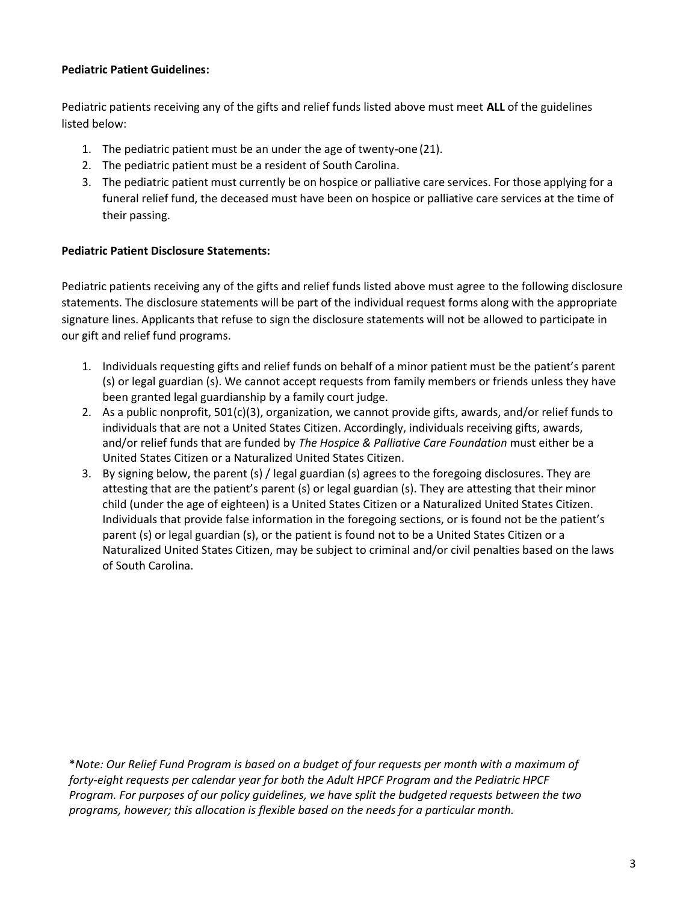**Pediatric Patient Guidelines:**

Pediatric patients receiving any of the gifts and relief funds listed above must meet **ALL** of the guidelines listed below:

1. The pediatric patient must be an under the age of twenty-one (21).
2. The pediatric patient must be a resident of South Carolina.
3. The pediatric patient must currently be on hospice or palliative care services. For those applying for a funeral relief fund, the deceased must have been on hospice or palliative care services at the time of their passing.

**Pediatric Patient Disclosure Statements:**

Pediatric patients receiving any of the gifts and relief funds listed above must agree to the following disclosure statements. The disclosure statements will be part of the individual request forms along with the appropriate signature lines. Applicants that refuse to sign the disclosure statements will not be allowed to participate in our gift and relief fund programs.

1. Individuals requesting gifts and relief funds on behalf of a minor patient must be the patient's parent (s) or legal guardian (s). We cannot accept requests from family members or friends unless they have been granted legal guardianship by a family court judge.
2. As a public nonprofit, 501(c)(3), organization, we cannot provide gifts, awards, and/or relief funds to individuals that are not a United States Citizen. Accordingly, individuals receiving gifts, awards, and/or relief funds that are funded by *The Hospice & Palliative Care Foundation* must either be a United States Citizen or a Naturalized United States Citizen.
3. By signing below, the parent (s) / legal guardian (s) agrees to the foregoing disclosures. They are attesting that are the patient's parent (s) or legal guardian (s). They are attesting that their minor child (under the age of eighteen) is a United States Citizen or a Naturalized United States Citizen. Individuals that provide false information in the foregoing sections, or is found not be the patient's parent (s) or legal guardian (s), or the patient is found not to be a United States Citizen or a Naturalized United States Citizen, may be subject to criminal and/or civil penalties based on the laws of South Carolina.

\**Note: Our Relief Fund Program is based on a budget of four requests per month with a maximum of forty-eight requests per calendar year for both the Adult HPCF Program and the Pediatric HPCF Program. For purposes of our policy guidelines, we have split the budgeted requests between the two programs, however; this allocation is flexible based on the needs for a particular month.*